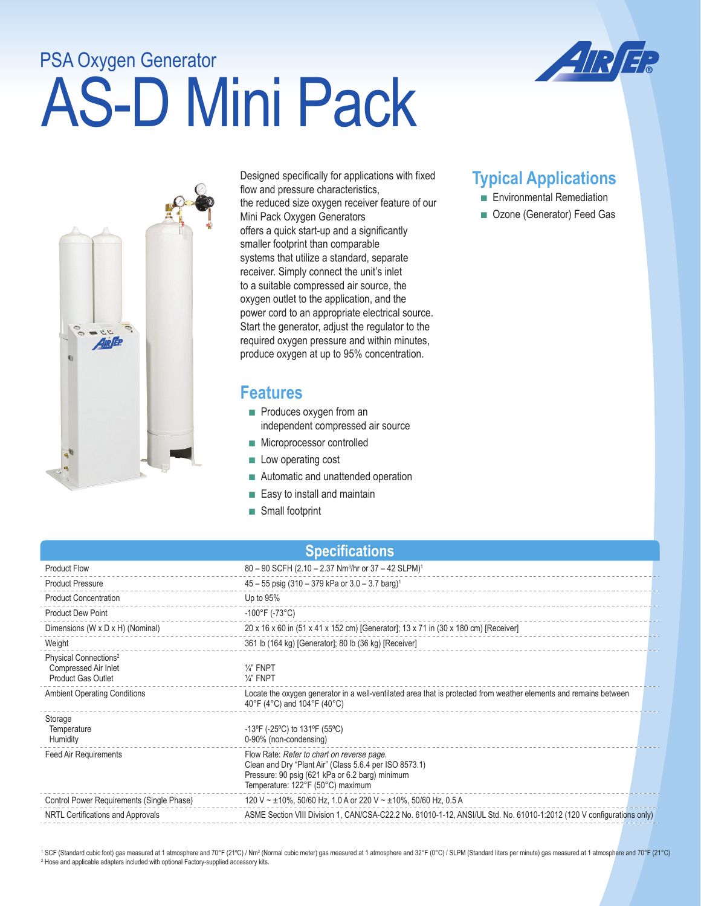PSA Oxygen Generator

# AS-D Mini Pack

Designed specifically for applications with fixed flow and pressure characteristics, the reduced size oxygen receiver feature of our Mini Pack Oxygen Generators offers a quick start-up and a significantly smaller footprint than comparable systems that utilize a standard, separate receiver. Simply connect the unit's inlet to a suitable compressed air source, the oxygen outlet to the application, and the power cord to an appropriate electrical source. Start the generator, adjust the regulator to the required oxygen pressure and within minutes, produce oxygen at up to 95% concentration.

## Features

- Produces oxygen from an independent compressed air source
- Microprocessor controlled
- Low operating cost
- Automatic and unattended operation
- Easy to install and maintain
- Small footprint

## Typical Applications

- Environmental Remediation
- Ozone (Generator) Feed Gas

## Specifications

| | |
|---|---|
| Product Flow | 80 – 90 SCFH (2.10 – 2.37 $Nm^3$/hr or 37 – 42 SLPM)[1] |
| Product Pressure | 45 – 55 psig (310 – 379 kPa or 3.0 – 3.7 barg)[1] |
| Product Concentration | Up to 95% |
| Product Dew Point | -100°F (-73°C) |
| Dimensions (W x D x H) (Nominal) | 20 x 16 x 60 in (51 x 41 x 152 cm) [Generator]; 13 x 71 in (30 x 180 cm) [Receiver] |
| Weight | 361 lb (164 kg) [Generator]; 80 lb (36 kg) [Receiver] |
| Physical Connections[2]<br>Compressed Air Inlet<br>Product Gas Outlet | <br>¼" FNPT<br>¼" FNPT |
| Ambient Operating Conditions | Locate the oxygen generator in a well-ventilated area that is protected from weather elements and remains between 40°F (4°C) and 104°F (40°C) |
| Storage<br>Temperature<br>Humidity | <br>-13ºF (-25ºC) to 131ºF (55ºC)<br>0-90% (non-condensing) |
| Feed Air Requirements | Flow Rate: *Refer to chart on reverse page.*<br>Clean and Dry "Plant Air" (Class 5.6.4 per ISO 8573.1)<br>Pressure: 90 psig (621 kPa or 6.2 barg) minimum<br>Temperature: 122°F (50°C) maximum |
| Control Power Requirements (Single Phase) | 120 V ~ ±10%, 50/60 Hz, 1.0 A or 220 V ~ ±10%, 50/60 Hz, 0.5 A |
| NRTL Certifications and Approvals | ASME Section VIII Division 1, CAN/CSA-C22.2 No. 61010-1-12, ANSI/UL Std. No. 61010-1:2012 (120 V configurations only) |

[1] SCF (Standard cubic foot) gas measured at 1 atmosphere and 70°F (21ºC) / $Nm^3$ (Normal cubic meter) gas measured at 1 atmosphere and 32°F (0°C) / SLPM (Standard liters per minute) gas measured at 1 atmosphere and 70°F (21°C)
[2] Hose and applicable adapters included with optional Factory-supplied accessory kits.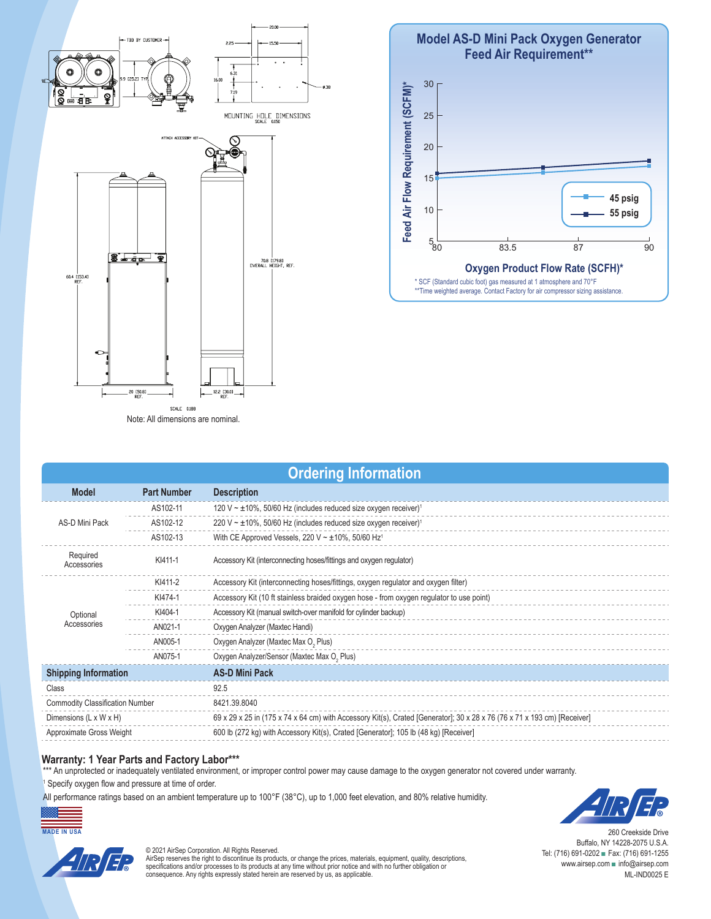TBD BY CUSTOMER

9.9 [25.2] TYP

20.00

2.25

15.50

6.31

16.00

7.19

⌀.38

MOUNTING HOLE DIMENSIONS
SCALE 0.150

ATTACH ACCESSORY KIT

60.4 [153.4]
REF.

70.8 [179.8]
OVERALL HEIGHT, REF.

20 [50.8]
REF.

12.2 [30.0]
REF.

SCALE 0.100

Note: All dimensions are nominal.

## Model AS-D Mini Pack Oxygen Generator Feed Air Requirement**

Feed Air Flow Requirement (SCFM)*

30
25
20
15
10
5

80
83.5
87
90

45 psig
55 psig

Oxygen Product Flow Rate (SCFH)*

* SCF (Standard cubic foot) gas measured at 1 atmosphere and 70°F
**Time weighted average. Contact Factory for air compressor sizing assistance.

## Ordering Information

| Model | Part Number | Description |
|---|---|---|
| AS-D Mini Pack | AS102-11 | 120 V ~ ±10%, 50/60 Hz (includes reduced size oxygen receiver)[1] |
| | AS102-12 | 220 V ~ ±10%, 50/60 Hz (includes reduced size oxygen receiver)[1] |
| | AS102-13 | With CE Approved Vessels, 220 V ~ ±10%, 50/60 Hz[1] |
| Required Accessories | KI411-1 | Accessory Kit (interconnecting hoses/fittings and oxygen regulator) |
| Optional Accessories | KI411-2 | Accessory Kit (interconnecting hoses/fittings, oxygen regulator and oxygen filter) |
| | KI474-1 | Accessory Kit (10 ft stainless braided oxygen hose - from oxygen regulator to use point) |
| | KI404-1 | Accessory Kit (manual switch-over manifold for cylinder backup) |
| | AN021-1 | Oxygen Analyzer (Maxtec Handi) |
| | AN005-1 | Oxygen Analyzer (Maxtec Max $O_2$ Plus) |
| | AN075-1 | Oxygen Analyzer/Sensor (Maxtec Max $O_2$ Plus) |

| Shipping Information | AS-D Mini Pack |
|---|---|
| Class | 92.5 |
| Commodity Classification Number | 8421.39.8040 |
| Dimensions (L x W x H) | 69 x 29 x 25 in (175 x 74 x 64 cm) with Accessory Kit(s), Crated [Generator]; 30 x 28 x 76 (76 x 71 x 193 cm) [Receiver] |
| Approximate Gross Weight | 600 lb (272 kg) with Accessory Kit(s), Crated [Generator]; 105 lb (48 kg) [Receiver] |

## Warranty: 1 Year Parts and Factory Labor***

*** An unprotected or inadequately ventilated environment, or improper control power may cause damage to the oxygen generator not covered under warranty.

[1] Specify oxygen flow and pressure at time of order.

All performance ratings based on an ambient temperature up to 100°F (38°C), up to 1,000 feet elevation, and 80% relative humidity.

MADE IN USA

© 2021 AirSep Corporation. All Rights Reserved.
AirSep reserves the right to discontinue its products, or change the prices, materials, equipment, quality, descriptions, specifications and/or processes to its products at any time without prior notice and with no further obligation or consequence. Any rights expressly stated herein are reserved by us, as applicable.

AIRSEP

260 Creekside Drive
Buffalo, NY 14228-2075 U.S.A.
Tel: (716) 691-0202 ■ Fax: (716) 691-1255
www.airsep.com ■ info@airsep.com
ML-IND0025 E